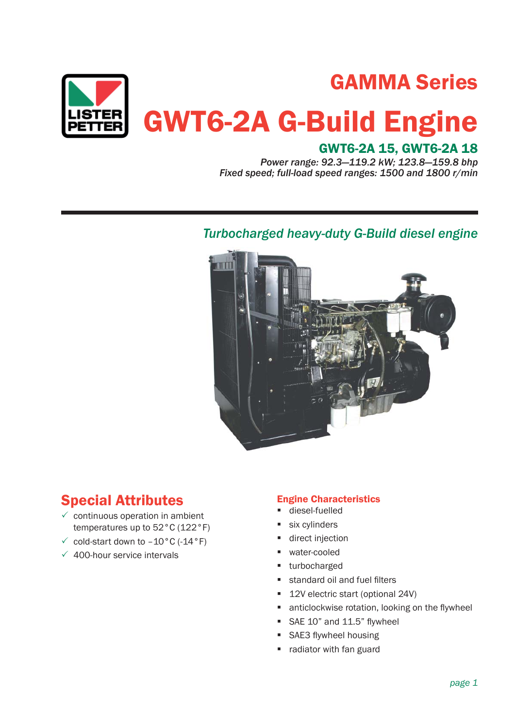LISTER PETTER

## GAMMA Series

# GWT6-2A G-Build Engine

### GWT6-2A 15, GWT6-2A 18

*Power range: 92.3—119.2 kW; 123.8—159.8 bhp*
*Fixed speed; full-load speed ranges: 1500 and 1800 r/min*

---

*Turbocharged heavy-duty G-Build diesel engine*

## Special Attributes

- ✓ continuous operation in ambient temperatures up to 52°C (122°F)
- ✓ cold-start down to –10°C (-14°F)
- ✓ 400-hour service intervals

### Engine Characteristics

- diesel-fuelled
- six cylinders
- direct injection
- water-cooled
- turbocharged
- standard oil and fuel filters
- 12V electric start (optional 24V)
- anticlockwise rotation, looking on the flywheel
- SAE 10" and 11.5" flywheel
- SAE3 flywheel housing
- radiator with fan guard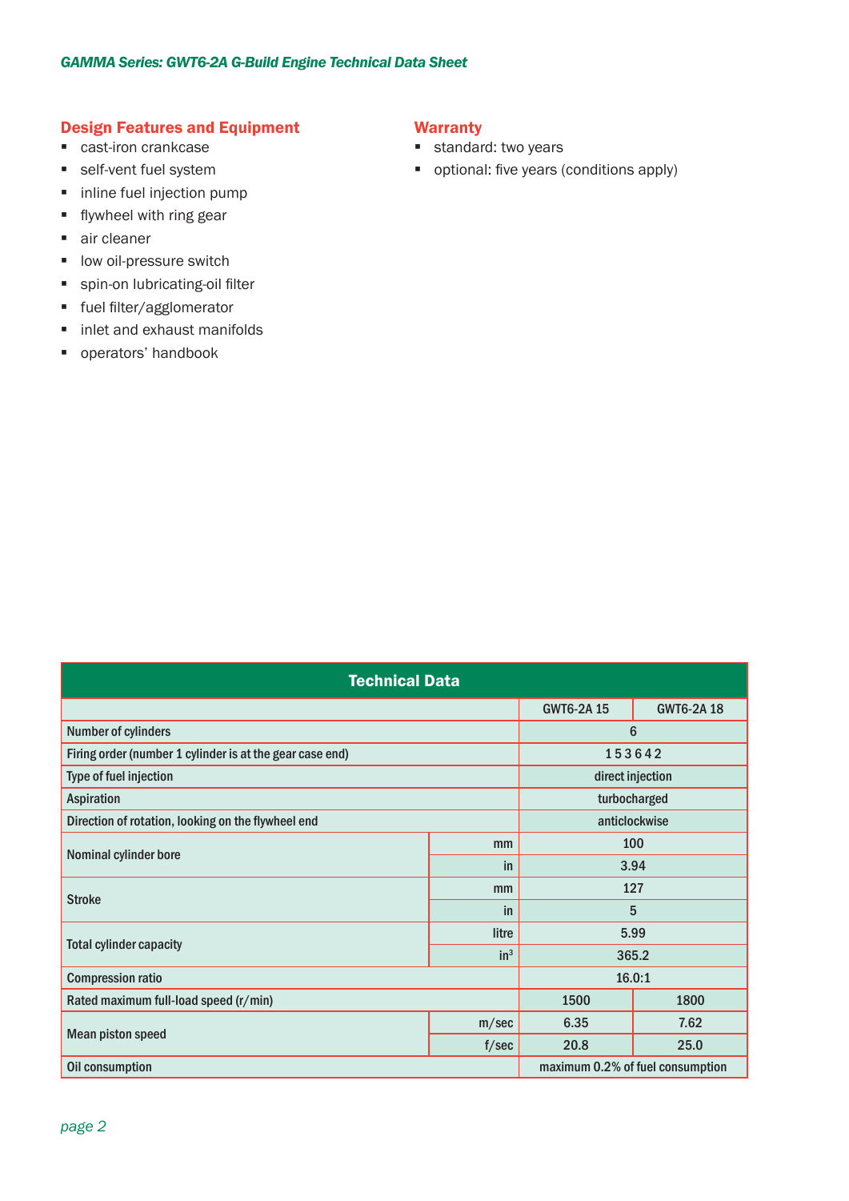## Design Features and Equipment

- cast-iron crankcase
- self-vent fuel system
- inline fuel injection pump
- flywheel with ring gear
- air cleaner
- low oil-pressure switch
- spin-on lubricating-oil filter
- fuel filter/agglomerator
- inlet and exhaust manifolds
- operators' handbook

## Warranty

- standard: two years
- optional: five years (conditions apply)

| Technical Data | | | |
|---|---|---|---|
| | | GWT6-2A 15 | GWT6-2A 18 |
| Number of cylinders | | 6 | |
| Firing order (number 1 cylinder is at the gear case end) | | 1 5 3 6 4 2 | |
| Type of fuel injection | | direct injection | |
| Aspiration | | turbocharged | |
| Direction of rotation, looking on the flywheel end | | anticlockwise | |
| Nominal cylinder bore | mm | 100 | |
| | in | 3.94 | |
| Stroke | mm | 127 | |
| | in | 5 | |
| Total cylinder capacity | litre | 5.99 | |
| | $in^3$ | 365.2 | |
| Compression ratio | | 16.0:1 | |
| Rated maximum full-load speed (r/min) | | 1500 | 1800 |
| Mean piston speed | m/sec | 6.35 | 7.62 |
| | f/sec | 20.8 | 25.0 |
| Oil consumption | | maximum 0.2% of fuel consumption | |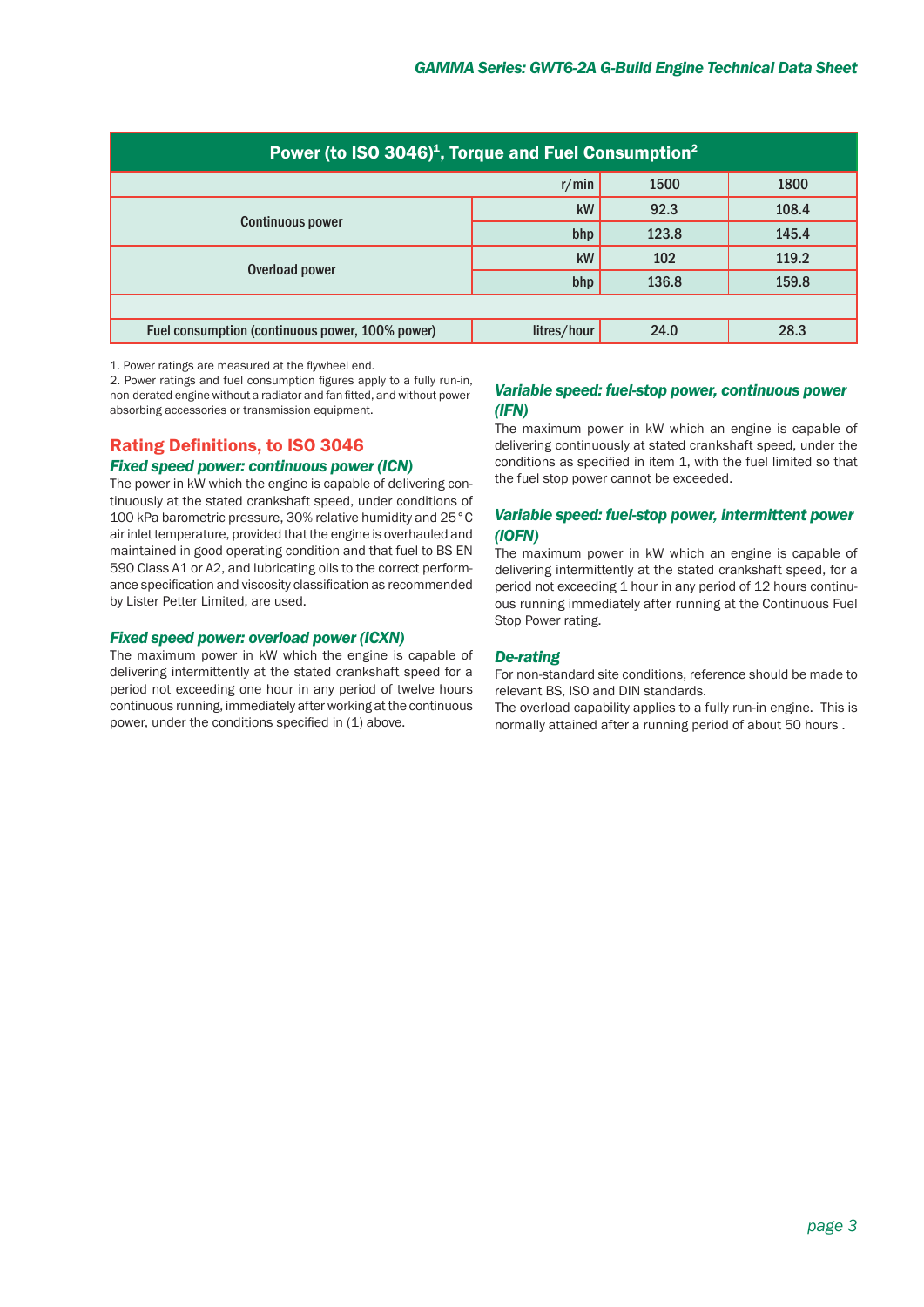## Power (to ISO 3046)[1], Torque and Fuel Consumption[2]

| | | r/min | 1500 | 1800 |
|---|---|---|---|---|
| Continuous power | | kW | 92.3 | 108.4 |
| | | bhp | 123.8 | 145.4 |
| Overload power | | kW | 102 | 119.2 |
| | | bhp | 136.8 | 159.8 |
| | | | | |
| Fuel consumption (continuous power, 100% power) | | litres/hour | 24.0 | 28.3 |

1. Power ratings are measured at the flywheel end.
2. Power ratings and fuel consumption figures apply to a fully run-in, non-derated engine without a radiator and fan fitted, and without power-absorbing accessories or transmission equipment.

## Rating Definitions, to ISO 3046

### *Fixed speed power: continuous power (ICN)*

The power in kW which the engine is capable of delivering continuously at the stated crankshaft speed, under conditions of 100 kPa barometric pressure, 30% relative humidity and 25°C air inlet temperature, provided that the engine is overhauled and maintained in good operating condition and that fuel to BS EN 590 Class A1 or A2, and lubricating oils to the correct performance specification and viscosity classification as recommended by Lister Petter Limited, are used.

### *Fixed speed power: overload power (ICXN)*

The maximum power in kW which the engine is capable of delivering intermittently at the stated crankshaft speed for a period not exceeding one hour in any period of twelve hours continuous running, immediately after working at the continuous power, under the conditions specified in (1) above.

### *Variable speed: fuel-stop power, continuous power (IFN)*

The maximum power in kW which an engine is capable of delivering continuously at stated crankshaft speed, under the conditions as specified in item 1, with the fuel limited so that the fuel stop power cannot be exceeded.

### *Variable speed: fuel-stop power, intermittent power (IOFN)*

The maximum power in kW which an engine is capable of delivering intermittently at the stated crankshaft speed, for a period not exceeding 1 hour in any period of 12 hours continuous running immediately after running at the Continuous Fuel Stop Power rating.

### *De-rating*

For non-standard site conditions, reference should be made to relevant BS, ISO and DIN standards.
The overload capability applies to a fully run-in engine. This is normally attained after a running period of about 50 hours .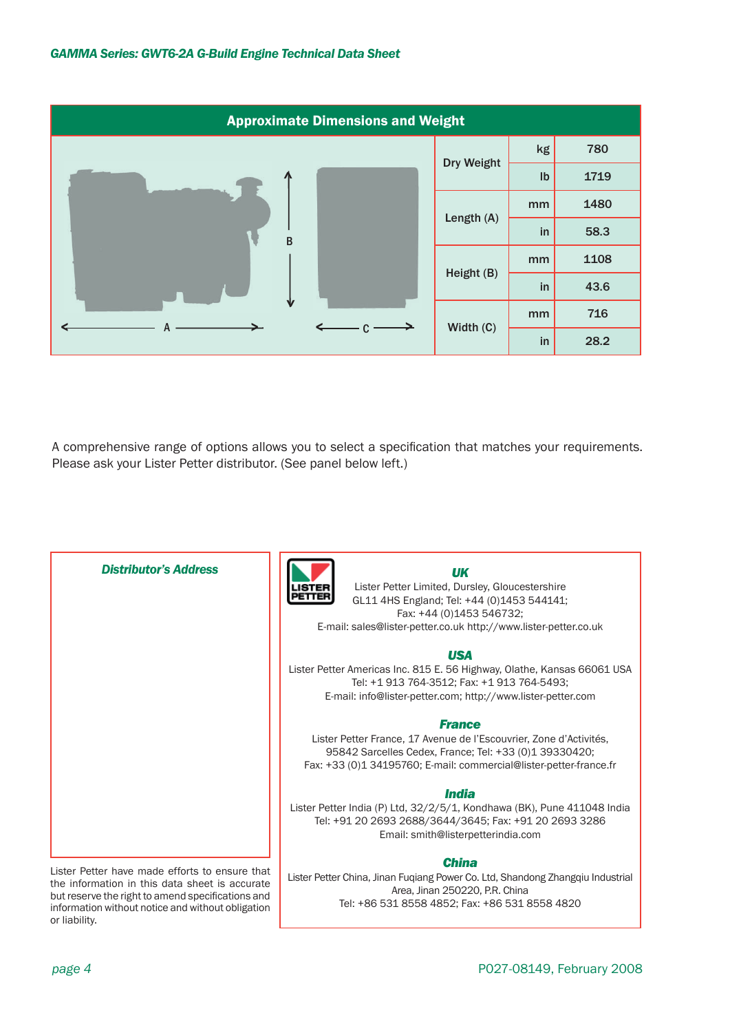## Approximate Dimensions and Weight

B

A

C

| | | |
|---|---|---|
| Dry Weight | kg | 780 |
| | lb | 1719 |
| Length (A) | mm | 1480 |
| | in | 58.3 |
| Height (B) | mm | 1108 |
| | in | 43.6 |
| Width (C) | mm | 716 |
| | in | 28.2 |

A comprehensive range of options allows you to select a specification that matches your requirements. Please ask your Lister Petter distributor. (See panel below left.)

***Distributor's Address***

Lister Petter have made efforts to ensure that the information in this data sheet is accurate but reserve the right to amend specifications and information without notice and without obligation or liability.

LISTER PETTER

***UK***

Lister Petter Limited, Dursley, Gloucestershire
GL11 4HS England; Tel: +44 (0)1453 544141;
Fax: +44 (0)1453 546732;
E-mail: sales@lister-petter.co.uk http://www.lister-petter.co.uk

***USA***

Lister Petter Americas Inc. 815 E. 56 Highway, Olathe, Kansas 66061 USA
Tel: +1 913 764-3512; Fax: +1 913 764-5493;
E-mail: info@lister-petter.com; http://www.lister-petter.com

***France***

Lister Petter France, 17 Avenue de l'Escouvrier, Zone d'Activités,
95842 Sarcelles Cedex, France; Tel: +33 (0)1 39330420;
Fax: +33 (0)1 34195760; E-mail: commercial@lister-petter-france.fr

***India***

Lister Petter India (P) Ltd, 32/2/5/1, Kondhawa (BK), Pune 411048 India
Tel: +91 20 2693 2688/3644/3645; Fax: +91 20 2693 3286
Email: smith@listerpetterindia.com

***China***

Lister Petter China, Jinan Fuqiang Power Co. Ltd, Shandong Zhangqiu Industrial
Area, Jinan 250220, P.R. China
Tel: +86 531 8558 4852; Fax: +86 531 8558 4820

P027-08149, February 2008